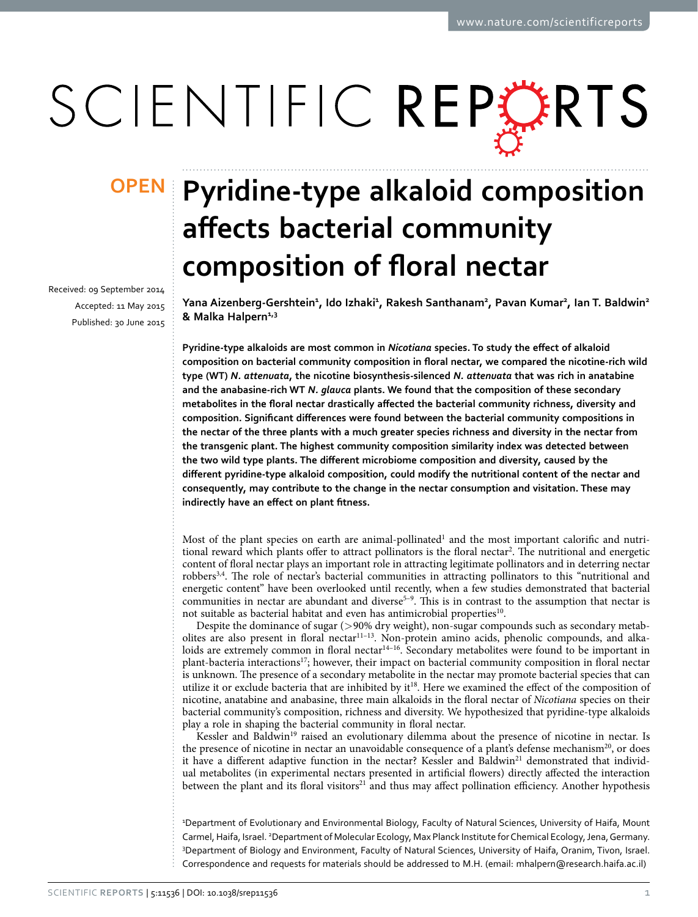# Pyridine-type alkaloid composition affects bacterial community composition of floral nectar

OPEN

Received: 09 September 2014
Accepted: 11 May 2015
Published: 30 June 2015

**Yana Aizenberg-Gershtein[1], Ido Izhaki[1], Rakesh Santhanam[2], Pavan Kumar[2], Ian T. Baldwin[2] & Malka Halpern[1,3]**

**Pyridine-type alkaloids are most common in *Nicotiana* species. To study the effect of alkaloid composition on bacterial community composition in floral nectar, we compared the nicotine-rich wild type (WT) *N. attenuata*, the nicotine biosynthesis-silenced *N. attenuata* that was rich in anatabine and the anabasine-rich WT *N. glauca* plants. We found that the composition of these secondary metabolites in the floral nectar drastically affected the bacterial community richness, diversity and composition. Significant differences were found between the bacterial community compositions in the nectar of the three plants with a much greater species richness and diversity in the nectar from the transgenic plant. The highest community composition similarity index was detected between the two wild type plants. The different microbiome composition and diversity, caused by the different pyridine-type alkaloid composition, could modify the nutritional content of the nectar and consequently, may contribute to the change in the nectar consumption and visitation. These may indirectly have an effect on plant fitness.**

Most of the plant species on earth are animal-pollinated[1] and the most important calorific and nutritional reward which plants offer to attract pollinators is the floral nectar[2]. The nutritional and energetic content of floral nectar plays an important role in attracting legitimate pollinators and in deterring nectar robbers[3,4]. The role of nectar's bacterial communities in attracting pollinators to this "nutritional and energetic content" have been overlooked until recently, when a few studies demonstrated that bacterial communities in nectar are abundant and diverse[5–9]. This is in contrast to the assumption that nectar is not suitable as bacterial habitat and even has antimicrobial properties[10].

Despite the dominance of sugar (>90% dry weight), non-sugar compounds such as secondary metabolites are also present in floral nectar[11–13]. Non-protein amino acids, phenolic compounds, and alkaloids are extremely common in floral nectar[14–16]. Secondary metabolites were found to be important in plant-bacteria interactions[17]; however, their impact on bacterial community composition in floral nectar is unknown. The presence of a secondary metabolite in the nectar may promote bacterial species that can utilize it or exclude bacteria that are inhibited by it[18]. Here we examined the effect of the composition of nicotine, anatabine and anabasine, three main alkaloids in the floral nectar of *Nicotiana* species on their bacterial community's composition, richness and diversity. We hypothesized that pyridine-type alkaloids play a role in shaping the bacterial community in floral nectar.

Kessler and Baldwin[19] raised an evolutionary dilemma about the presence of nicotine in nectar. Is the presence of nicotine in nectar an unavoidable consequence of a plant's defense mechanism[20], or does it have a different adaptive function in the nectar? Kessler and Baldwin[21] demonstrated that individual metabolites (in experimental nectars presented in artificial flowers) directly affected the interaction between the plant and its floral visitors[21] and thus may affect pollination efficiency. Another hypothesis

[1]Department of Evolutionary and Environmental Biology, Faculty of Natural Sciences, University of Haifa, Mount Carmel, Haifa, Israel. [2]Department of Molecular Ecology, Max Planck Institute for Chemical Ecology, Jena, Germany. [3]Department of Biology and Environment, Faculty of Natural Sciences, University of Haifa, Oranim, Tivon, Israel. Correspondence and requests for materials should be addressed to M.H. (email: mhalpern@research.haifa.ac.il)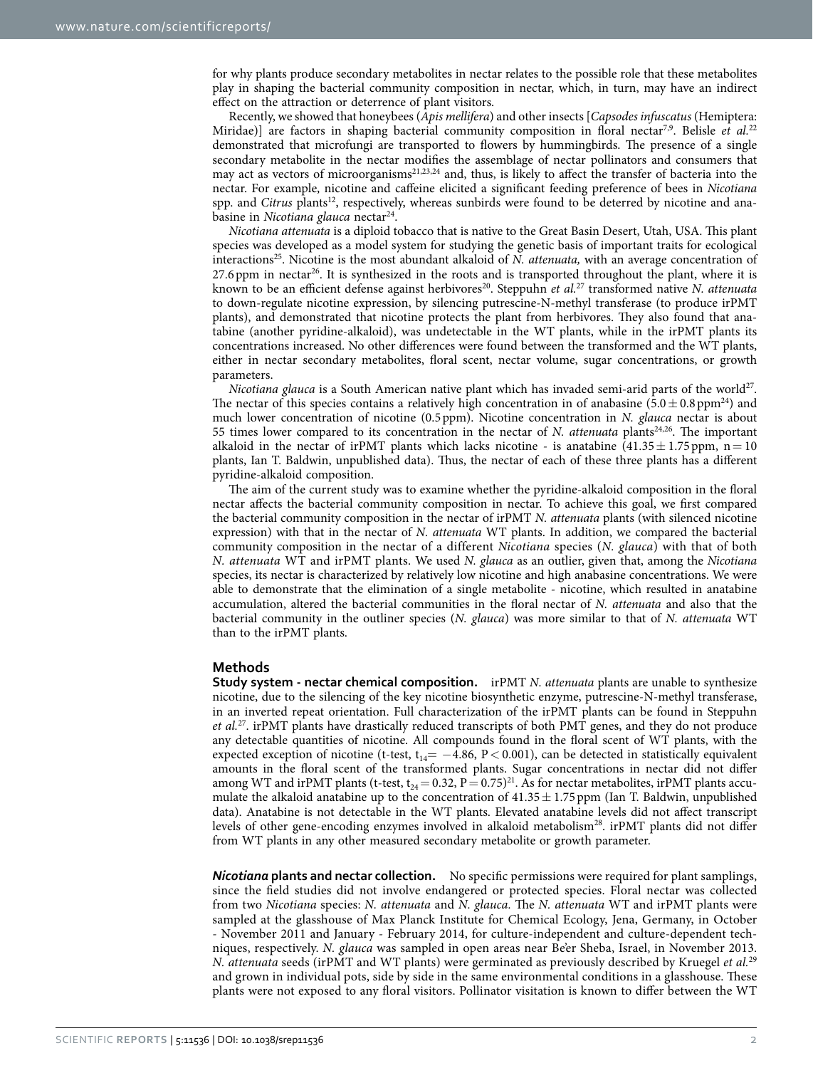for why plants produce secondary metabolites in nectar relates to the possible role that these metabolites play in shaping the bacterial community composition in nectar, which, in turn, may have an indirect effect on the attraction or deterrence of plant visitors.

Recently, we showed that honeybees (*Apis mellifera*) and other insects [*Capsodes infuscatus* (Hemiptera: Miridae)] are factors in shaping bacterial community composition in floral nectar[7,9]. Belisle *et al.*[22] demonstrated that microfungi are transported to flowers by hummingbirds. The presence of a single secondary metabolite in the nectar modifies the assemblage of nectar pollinators and consumers that may act as vectors of microorganisms[21,23,24] and, thus, is likely to affect the transfer of bacteria into the nectar. For example, nicotine and caffeine elicited a significant feeding preference of bees in *Nicotiana* spp. and *Citrus* plants[12], respectively, whereas sunbirds were found to be deterred by nicotine and anabasine in *Nicotiana glauca* nectar[24].

*Nicotiana attenuata* is a diploid tobacco that is native to the Great Basin Desert, Utah, USA. This plant species was developed as a model system for studying the genetic basis of important traits for ecological interactions[25]. Nicotine is the most abundant alkaloid of *N. attenuata,* with an average concentration of 27.6 ppm in nectar[26]. It is synthesized in the roots and is transported throughout the plant, where it is known to be an efficient defense against herbivores[20]. Steppuhn *et al.*[27] transformed native *N. attenuata* to down-regulate nicotine expression, by silencing putrescine-N-methyl transferase (to produce irPMT plants), and demonstrated that nicotine protects the plant from herbivores. They also found that anatabine (another pyridine-alkaloid), was undetectable in the WT plants, while in the irPMT plants its concentrations increased. No other differences were found between the transformed and the WT plants, either in nectar secondary metabolites, floral scent, nectar volume, sugar concentrations, or growth parameters.

*Nicotiana glauca* is a South American native plant which has invaded semi-arid parts of the world[27]. The nectar of this species contains a relatively high concentration in of anabasine ($5.0 \pm 0.8$ ppm[24]) and much lower concentration of nicotine (0.5 ppm). Nicotine concentration in *N. glauca* nectar is about 55 times lower compared to its concentration in the nectar of *N. attenuata* plants[24,26]. The important alkaloid in the nectar of irPMT plants which lacks nicotine - is anatabine ($41.35 \pm 1.75$ ppm, $n = 10$ plants, Ian T. Baldwin, unpublished data). Thus, the nectar of each of these three plants has a different pyridine-alkaloid composition.

The aim of the current study was to examine whether the pyridine-alkaloid composition in the floral nectar affects the bacterial community composition in nectar. To achieve this goal, we first compared the bacterial community composition in the nectar of irPMT *N. attenuata* plants (with silenced nicotine expression) with that in the nectar of *N. attenuata* WT plants. In addition, we compared the bacterial community composition in the nectar of a different *Nicotiana* species (*N. glauca*) with that of both *N. attenuata* WT and irPMT plants. We used *N. glauca* as an outlier, given that, among the *Nicotiana* species, its nectar is characterized by relatively low nicotine and high anabasine concentrations. We were able to demonstrate that the elimination of a single metabolite - nicotine, which resulted in anatabine accumulation, altered the bacterial communities in the floral nectar of *N. attenuata* and also that the bacterial community in the outliner species (*N. glauca*) was more similar to that of *N. attenuata* WT than to the irPMT plants.

## Methods

**Study system - nectar chemical composition.** irPMT *N. attenuata* plants are unable to synthesize nicotine, due to the silencing of the key nicotine biosynthetic enzyme, putrescine-N-methyl transferase, in an inverted repeat orientation. Full characterization of the irPMT plants can be found in Steppuhn *et al.*[27]. irPMT plants have drastically reduced transcripts of both PMT genes, and they do not produce any detectable quantities of nicotine. All compounds found in the floral scent of WT plants, with the expected exception of nicotine (t-test, $t_{14} = -4.86$, $P < 0.001$), can be detected in statistically equivalent amounts in the floral scent of the transformed plants. Sugar concentrations in nectar did not differ among WT and irPMT plants (t-test, $t_{24} = 0.32$, $P = 0.75$)[21]. As for nectar metabolites, irPMT plants accumulate the alkaloid anatabine up to the concentration of $41.35 \pm 1.75$ ppm (Ian T. Baldwin, unpublished data). Anatabine is not detectable in the WT plants. Elevated anatabine levels did not affect transcript levels of other gene-encoding enzymes involved in alkaloid metabolism[28]. irPMT plants did not differ from WT plants in any other measured secondary metabolite or growth parameter.

***Nicotiana* plants and nectar collection.** No specific permissions were required for plant samplings, since the field studies did not involve endangered or protected species. Floral nectar was collected from two *Nicotiana* species: *N. attenuata* and *N. glauca*. The *N. attenuata* WT and irPMT plants were sampled at the glasshouse of Max Planck Institute for Chemical Ecology, Jena, Germany, in October - November 2011 and January - February 2014, for culture-independent and culture-dependent techniques, respectively. *N. glauca* was sampled in open areas near Be'er Sheba, Israel, in November 2013. *N. attenuata* seeds (irPMT and WT plants) were germinated as previously described by Kruegel *et al.*[29] and grown in individual pots, side by side in the same environmental conditions in a glasshouse. These plants were not exposed to any floral visitors. Pollinator visitation is known to differ between the WT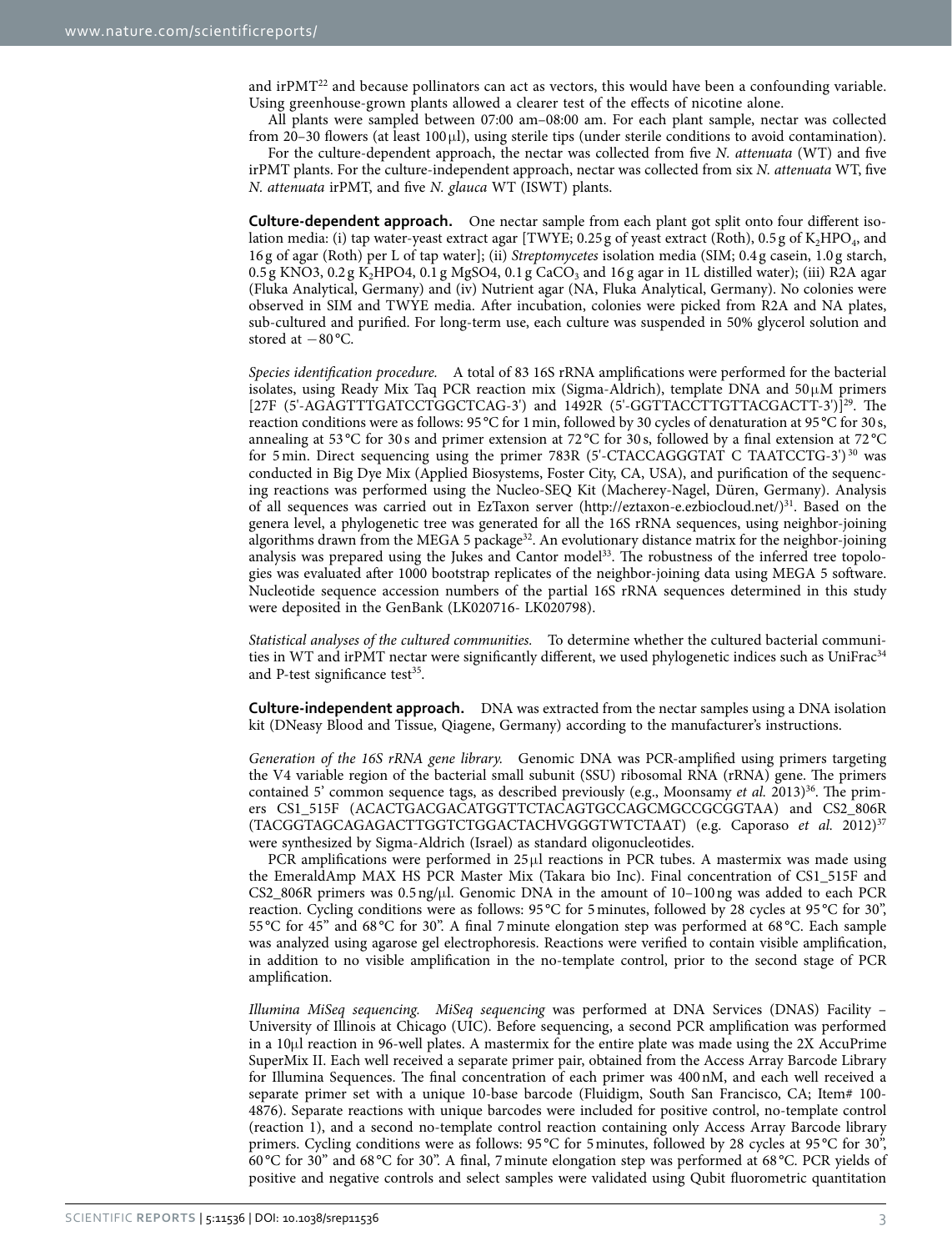and irPMT[22] and because pollinators can act as vectors, this would have been a confounding variable. Using greenhouse-grown plants allowed a clearer test of the effects of nicotine alone.

All plants were sampled between 07:00 am–08:00 am. For each plant sample, nectar was collected from 20–30 flowers (at least 100 μl), using sterile tips (under sterile conditions to avoid contamination).

For the culture-dependent approach, the nectar was collected from five *N. attenuata* (WT) and five irPMT plants. For the culture-independent approach, nectar was collected from six *N. attenuata* WT, five *N. attenuata* irPMT, and five *N. glauca* WT (ISWT) plants.

**Culture-dependent approach.** One nectar sample from each plant got split onto four different isolation media: (i) tap water-yeast extract agar [TWYE; 0.25 g of yeast extract (Roth), 0.5 g of $K_2HPO_4$, and 16 g of agar (Roth) per L of tap water]; (ii) *Streptomycetes* isolation media (SIM; 0.4 g casein, 1.0 g starch, 0.5 g KNO3, 0.2 g $K_2HPO4$, 0.1 g MgSO4, 0.1 g $CaCO_3$ and 16 g agar in 1L distilled water); (iii) R2A agar (Fluka Analytical, Germany) and (iv) Nutrient agar (NA, Fluka Analytical, Germany). No colonies were observed in SIM and TWYE media. After incubation, colonies were picked from R2A and NA plates, sub-cultured and purified. For long-term use, each culture was suspended in 50% glycerol solution and stored at −80 °C.

*Species identification procedure.* A total of 83 16S rRNA amplifications were performed for the bacterial isolates, using Ready Mix Taq PCR reaction mix (Sigma-Aldrich), template DNA and 50 μM primers [27F (5'-AGAGTTTGATCCTGGCTCAG-3') and 1492R (5'-GGTTACCTTGTTACGACTT-3')][29]. The reaction conditions were as follows: 95 °C for 1 min, followed by 30 cycles of denaturation at 95 °C for 30 s, annealing at 53 °C for 30 s and primer extension at 72 °C for 30 s, followed by a final extension at 72 °C for 5 min. Direct sequencing using the primer 783R (5'-CTACCAGGGTAT C TAATCCTG-3')[30] was conducted in Big Dye Mix (Applied Biosystems, Foster City, CA, USA), and purification of the sequencing reactions was performed using the Nucleo-SEQ Kit (Macherey-Nagel, Düren, Germany). Analysis of all sequences was carried out in EzTaxon server (http://eztaxon-e.ezbiocloud.net/)[31]. Based on the genera level, a phylogenetic tree was generated for all the 16S rRNA sequences, using neighbor-joining algorithms drawn from the MEGA 5 package[32]. An evolutionary distance matrix for the neighbor-joining analysis was prepared using the Jukes and Cantor model[33]. The robustness of the inferred tree topologies was evaluated after 1000 bootstrap replicates of the neighbor-joining data using MEGA 5 software. Nucleotide sequence accession numbers of the partial 16S rRNA sequences determined in this study were deposited in the GenBank (LK020716- LK020798).

*Statistical analyses of the cultured communities.* To determine whether the cultured bacterial communities in WT and irPMT nectar were significantly different, we used phylogenetic indices such as UniFrac[34] and P-test significance test[35].

**Culture-independent approach.** DNA was extracted from the nectar samples using a DNA isolation kit (DNeasy Blood and Tissue, Qiagene, Germany) according to the manufacturer's instructions.

*Generation of the 16S rRNA gene library.* Genomic DNA was PCR-amplified using primers targeting the V4 variable region of the bacterial small subunit (SSU) ribosomal RNA (rRNA) gene. The primers contained 5' common sequence tags, as described previously (e.g., Moonsamy *et al.* 2013)[36]. The primers CS1_515F (ACACTGACGACATGGTTCTACAGTGCCAGCMGCCGCGGTAA) and CS2_806R (TACGGTAGCAGAGACTTGGTCTGGACTACHVGGGTWTCTAAT) (e.g. Caporaso *et al.* 2012)[37] were synthesized by Sigma-Aldrich (Israel) as standard oligonucleotides.

PCR amplifications were performed in 25 μl reactions in PCR tubes. A mastermix was made using the EmeraldAmp MAX HS PCR Master Mix (Takara bio Inc). Final concentration of CS1_515F and CS2_806R primers was 0.5 ng/μl. Genomic DNA in the amount of 10–100 ng was added to each PCR reaction. Cycling conditions were as follows: 95 °C for 5 minutes, followed by 28 cycles at 95 °C for 30", 55 °C for 45" and 68 °C for 30". A final 7 minute elongation step was performed at 68 °C. Each sample was analyzed using agarose gel electrophoresis. Reactions were verified to contain visible amplification, in addition to no visible amplification in the no-template control, prior to the second stage of PCR amplification.

*Illumina MiSeq sequencing. MiSeq sequencing* was performed at DNA Services (DNAS) Facility – University of Illinois at Chicago (UIC). Before sequencing, a second PCR amplification was performed in a 10 μl reaction in 96-well plates. A mastermix for the entire plate was made using the 2X AccuPrime SuperMix II. Each well received a separate primer pair, obtained from the Access Array Barcode Library for Illumina Sequences. The final concentration of each primer was 400 nM, and each well received a separate primer set with a unique 10-base barcode (Fluidigm, South San Francisco, CA; Item# 100-4876). Separate reactions with unique barcodes were included for positive control, no-template control (reaction 1), and a second no-template control reaction containing only Access Array Barcode library primers. Cycling conditions were as follows: 95 °C for 5 minutes, followed by 28 cycles at 95 °C for 30", 60 °C for 30" and 68 °C for 30". A final, 7 minute elongation step was performed at 68 °C. PCR yields of positive and negative controls and select samples were validated using Qubit fluorometric quantitation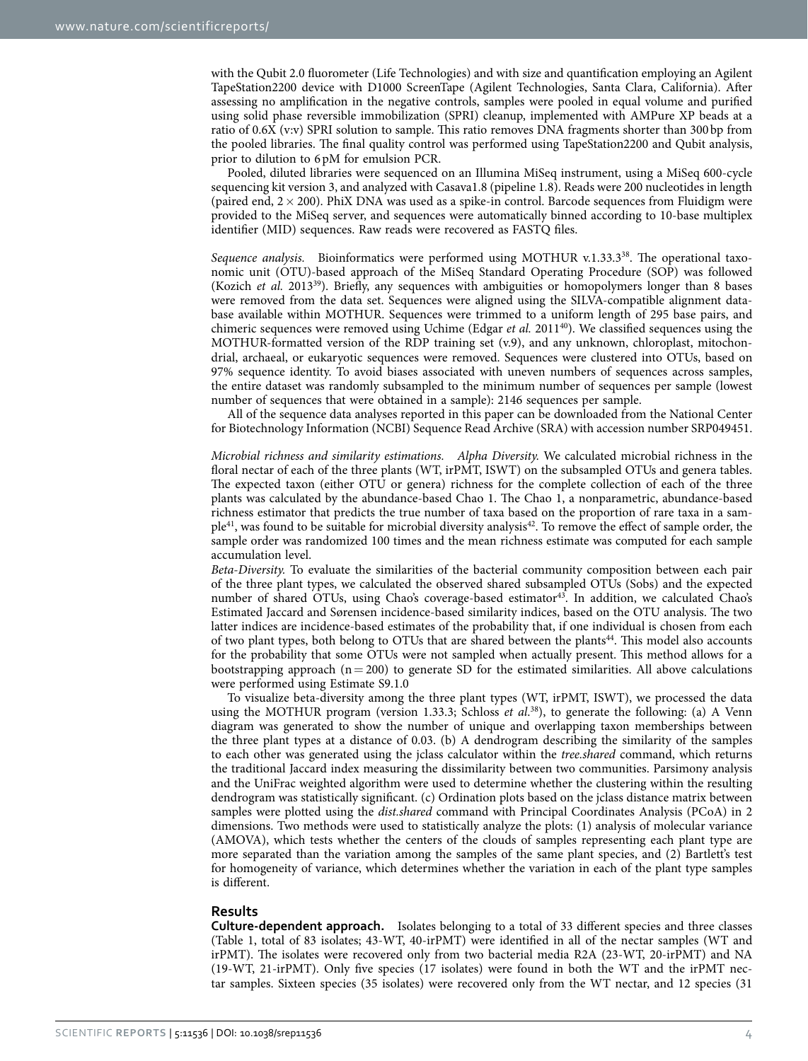with the Qubit 2.0 fluorometer (Life Technologies) and with size and quantification employing an Agilent TapeStation2200 device with D1000 ScreenTape (Agilent Technologies, Santa Clara, California). After assessing no amplification in the negative controls, samples were pooled in equal volume and purified using solid phase reversible immobilization (SPRI) cleanup, implemented with AMPure XP beads at a ratio of 0.6X (v:v) SPRI solution to sample. This ratio removes DNA fragments shorter than 300 bp from the pooled libraries. The final quality control was performed using TapeStation2200 and Qubit analysis, prior to dilution to 6 pM for emulsion PCR.

Pooled, diluted libraries were sequenced on an Illumina MiSeq instrument, using a MiSeq 600-cycle sequencing kit version 3, and analyzed with Casava1.8 (pipeline 1.8). Reads were 200 nucleotides in length (paired end, $2 \times 200$). PhiX DNA was used as a spike-in control. Barcode sequences from Fluidigm were provided to the MiSeq server, and sequences were automatically binned according to 10-base multiplex identifier (MID) sequences. Raw reads were recovered as FASTQ files.

*Sequence analysis.* Bioinformatics were performed using MOTHUR v.1.33.3[38]. The operational taxonomic unit (OTU)-based approach of the MiSeq Standard Operating Procedure (SOP) was followed (Kozich *et al.* 2013[39]). Briefly, any sequences with ambiguities or homopolymers longer than 8 bases were removed from the data set. Sequences were aligned using the SILVA-compatible alignment database available within MOTHUR. Sequences were trimmed to a uniform length of 295 base pairs, and chimeric sequences were removed using Uchime (Edgar *et al.* 2011[40]). We classified sequences using the MOTHUR-formatted version of the RDP training set (v.9), and any unknown, chloroplast, mitochondrial, archaeal, or eukaryotic sequences were removed. Sequences were clustered into OTUs, based on 97% sequence identity. To avoid biases associated with uneven numbers of sequences across samples, the entire dataset was randomly subsampled to the minimum number of sequences per sample (lowest number of sequences that were obtained in a sample): 2146 sequences per sample.

All of the sequence data analyses reported in this paper can be downloaded from the National Center for Biotechnology Information (NCBI) Sequence Read Archive (SRA) with accession number SRP049451.

*Microbial richness and similarity estimations.* *Alpha Diversity.* We calculated microbial richness in the floral nectar of each of the three plants (WT, irPMT, ISWT) on the subsampled OTUs and genera tables. The expected taxon (either OTU or genera) richness for the complete collection of each of the three plants was calculated by the abundance-based Chao 1. The Chao 1, a nonparametric, abundance-based richness estimator that predicts the true number of taxa based on the proportion of rare taxa in a sample[41], was found to be suitable for microbial diversity analysis[42]. To remove the effect of sample order, the sample order was randomized 100 times and the mean richness estimate was computed for each sample accumulation level.

*Beta-Diversity.* To evaluate the similarities of the bacterial community composition between each pair of the three plant types, we calculated the observed shared subsampled OTUs (Sobs) and the expected number of shared OTUs, using Chao's coverage-based estimator[43]. In addition, we calculated Chao's Estimated Jaccard and Sørensen incidence-based similarity indices, based on the OTU analysis. The two latter indices are incidence-based estimates of the probability that, if one individual is chosen from each of two plant types, both belong to OTUs that are shared between the plants[44]. This model also accounts for the probability that some OTUs were not sampled when actually present. This method allows for a bootstrapping approach ($n = 200$) to generate SD for the estimated similarities. All above calculations were performed using Estimate S9.1.0

To visualize beta-diversity among the three plant types (WT, irPMT, ISWT), we processed the data using the MOTHUR program (version 1.33.3; Schloss *et al.*[38]), to generate the following: (a) A Venn diagram was generated to show the number of unique and overlapping taxon memberships between the three plant types at a distance of 0.03. (b) A dendrogram describing the similarity of the samples to each other was generated using the jclass calculator within the *tree.shared* command, which returns the traditional Jaccard index measuring the dissimilarity between two communities. Parsimony analysis and the UniFrac weighted algorithm were used to determine whether the clustering within the resulting dendrogram was statistically significant. (c) Ordination plots based on the jclass distance matrix between samples were plotted using the *dist.shared* command with Principal Coordinates Analysis (PCoA) in 2 dimensions. Two methods were used to statistically analyze the plots: (1) analysis of molecular variance (AMOVA), which tests whether the centers of the clouds of samples representing each plant type are more separated than the variation among the samples of the same plant species, and (2) Bartlett's test for homogeneity of variance, which determines whether the variation in each of the plant type samples is different.

## Results

**Culture-dependent approach.** Isolates belonging to a total of 33 different species and three classes (Table 1, total of 83 isolates; 43-WT, 40-irPMT) were identified in all of the nectar samples (WT and irPMT). The isolates were recovered only from two bacterial media R2A (23-WT, 20-irPMT) and NA (19-WT, 21-irPMT). Only five species (17 isolates) were found in both the WT and the irPMT nectar samples. Sixteen species (35 isolates) were recovered only from the WT nectar, and 12 species (31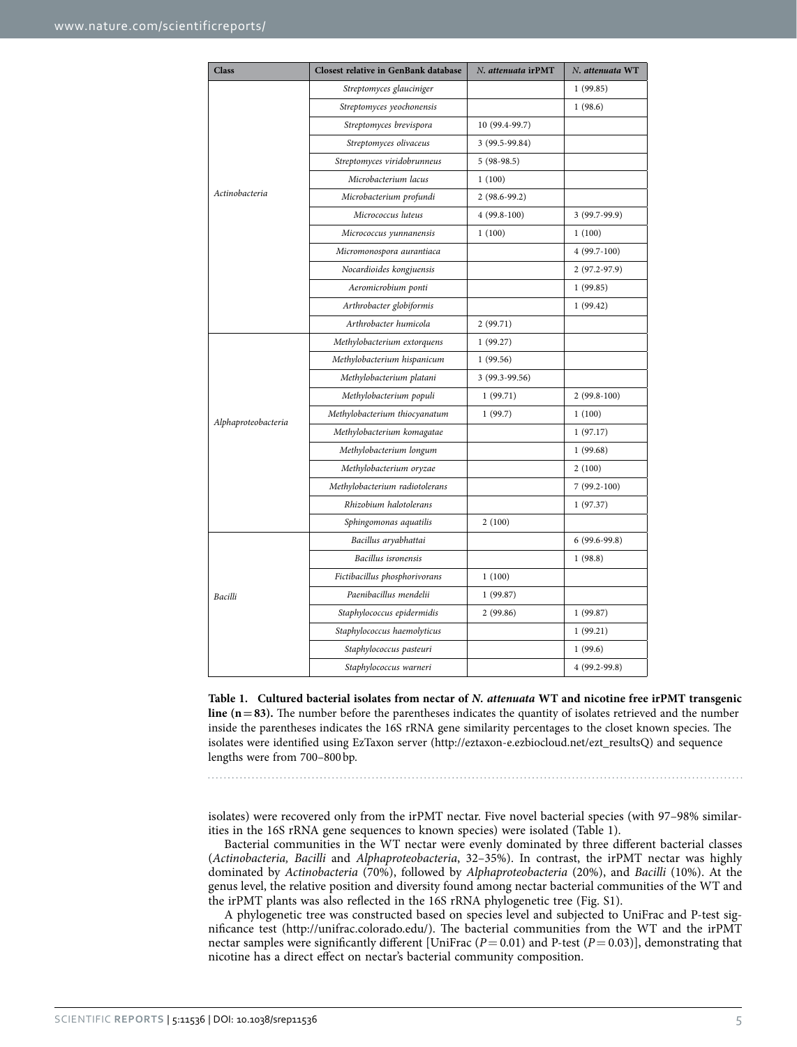| Class | Closest relative in GenBank database | *N. attenuata* irPMT | *N. attenuata* WT |
|---|---|---|---|
| *Actinobacteria* | *Streptomyces glauciniger* | | 1 (99.85) |
| | *Streptomyces yeochonensis* | | 1 (98.6) |
| | *Streptomyces brevispora* | 10 (99.4-99.7) | |
| | *Streptomyces olivaceus* | 3 (99.5-99.84) | |
| | *Streptomyces viridobrunneus* | 5 (98-98.5) | |
| | *Microbacterium lacus* | 1 (100) | |
| | *Microbacterium profundi* | 2 (98.6-99.2) | |
| | *Micrococcus luteus* | 4 (99.8-100) | 3 (99.7-99.9) |
| | *Micrococcus yunnanensis* | 1 (100) | 1 (100) |
| | *Micromonospora aurantiaca* | | 4 (99.7-100) |
| | *Nocardioides kongjuensis* | | 2 (97.2-97.9) |
| | *Aeromicrobium ponti* | | 1 (99.85) |
| | *Arthrobacter globiformis* | | 1 (99.42) |
| | *Arthrobacter humicola* | 2 (99.71) | |
| *Alphaproteobacteria* | *Methylobacterium extorquens* | 1 (99.27) | |
| | *Methylobacterium hispanicum* | 1 (99.56) | |
| | *Methylobacterium platani* | 3 (99.3-99.56) | |
| | *Methylobacterium populi* | 1 (99.71) | 2 (99.8-100) |
| | *Methylobacterium thiocyanatum* | 1 (99.7) | 1 (100) |
| | *Methylobacterium komagatae* | | 1 (97.17) |
| | *Methylobacterium longum* | | 1 (99.68) |
| | *Methylobacterium oryzae* | | 2 (100) |
| | *Methylobacterium radiotolerans* | | 7 (99.2-100) |
| | *Rhizobium halotolerans* | | 1 (97.37) |
| | *Sphingomonas aquatilis* | 2 (100) | |
| *Bacilli* | *Bacillus aryabhattai* | | 6 (99.6-99.8) |
| | *Bacillus isronensis* | | 1 (98.8) |
| | *Fictibacillus phosphorivorans* | 1 (100) | |
| | *Paenibacillus mendelii* | 1 (99.87) | |
| | *Staphylococcus epidermidis* | 2 (99.86) | 1 (99.87) |
| | *Staphylococcus haemolyticus* | | 1 (99.21) |
| | *Staphylococcus pasteuri* | | 1 (99.6) |
| | *Staphylococcus warneri* | | 4 (99.2-99.8) |

**Table 1. Cultured bacterial isolates from nectar of *N. attenuata* WT and nicotine free irPMT transgenic line (n = 83).** The number before the parentheses indicates the quantity of isolates retrieved and the number inside the parentheses indicates the 16S rRNA gene similarity percentages to the closet known species. The isolates were identified using EzTaxon server (http://eztaxon-e.ezbiocloud.net/ezt_resultsQ) and sequence lengths were from 700–800 bp.

isolates) were recovered only from the irPMT nectar. Five novel bacterial species (with 97–98% similarities in the 16S rRNA gene sequences to known species) were isolated (Table 1).

Bacterial communities in the WT nectar were evenly dominated by three different bacterial classes (*Actinobacteria, Bacilli* and *Alphaproteobacteria*, 32–35%). In contrast, the irPMT nectar was highly dominated by *Actinobacteria* (70%), followed by *Alphaproteobacteria* (20%), and *Bacilli* (10%). At the genus level, the relative position and diversity found among nectar bacterial communities of the WT and the irPMT plants was also reflected in the 16S rRNA phylogenetic tree (Fig. S1).

A phylogenetic tree was constructed based on species level and subjected to UniFrac and P-test significance test (http://unifrac.colorado.edu/). The bacterial communities from the WT and the irPMT nectar samples were significantly different [UniFrac ($P = 0.01$) and P-test ($P = 0.03$)], demonstrating that nicotine has a direct effect on nectar's bacterial community composition.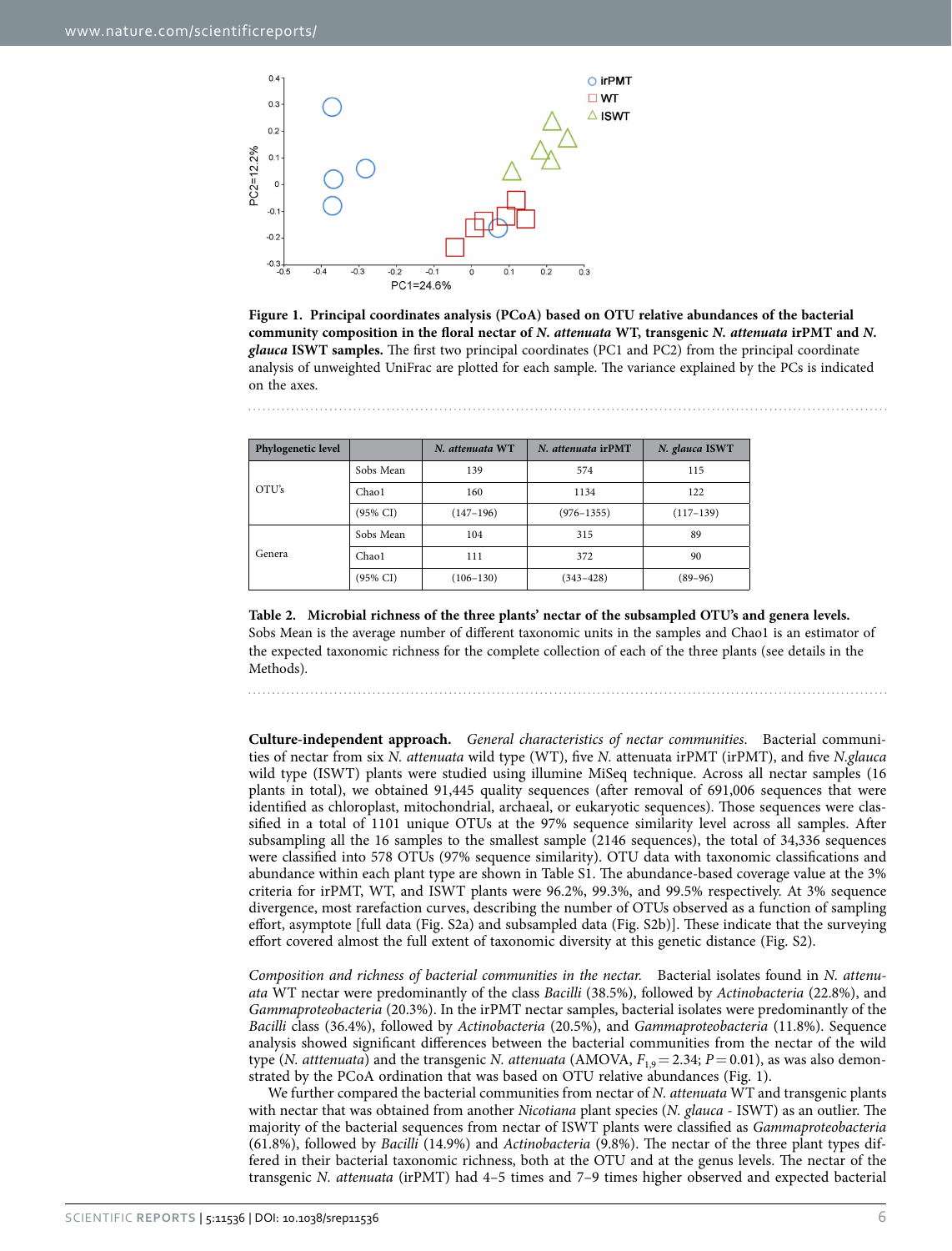**Figure 1. Principal coordinates analysis (PCoA) based on OTU relative abundances of the bacterial community composition in the floral nectar of *N. attenuata* WT, transgenic *N. attenuata* irPMT and *N. glauca* ISWT samples.** The first two principal coordinates (PC1 and PC2) from the principal coordinate analysis of unweighted UniFrac are plotted for each sample. The variance explained by the PCs is indicated on the axes.

| Phylogenetic level | | *N. attenuata* WT | *N. attenuata* irPMT | *N. glauca* ISWT |
|---|---|---|---|---|
| OTU's | Sobs Mean | 139 | 574 | 115 |
| | Chao1 | 160 | 1134 | 122 |
| | (95% CI) | (147–196) | (976–1355) | (117–139) |
| Genera | Sobs Mean | 104 | 315 | 89 |
| | Chao1 | 111 | 372 | 90 |
| | (95% CI) | (106–130) | (343–428) | (89–96) |

**Table 2. Microbial richness of the three plants' nectar of the subsampled OTU's and genera levels.** Sobs Mean is the average number of different taxonomic units in the samples and Chao1 is an estimator of the expected taxonomic richness for the complete collection of each of the three plants (see details in the Methods).

**Culture-independent approach.** *General characteristics of nectar communities.* Bacterial communities of nectar from six *N. attenuata* wild type (WT), five *N.* attenuata irPMT (irPMT), and five *N.glauca* wild type (ISWT) plants were studied using illumine MiSeq technique. Across all nectar samples (16 plants in total), we obtained 91,445 quality sequences (after removal of 691,006 sequences that were identified as chloroplast, mitochondrial, archaeal, or eukaryotic sequences). Those sequences were classified in a total of 1101 unique OTUs at the 97% sequence similarity level across all samples. After subsampling all the 16 samples to the smallest sample (2146 sequences), the total of 34,336 sequences were classified into 578 OTUs (97% sequence similarity). OTU data with taxonomic classifications and abundance within each plant type are shown in Table S1. The abundance-based coverage value at the 3% criteria for irPMT, WT, and ISWT plants were 96.2%, 99.3%, and 99.5% respectively. At 3% sequence divergence, most rarefaction curves, describing the number of OTUs observed as a function of sampling effort, asymptote [full data (Fig. S2a) and subsampled data (Fig. S2b)]. These indicate that the surveying effort covered almost the full extent of taxonomic diversity at this genetic distance (Fig. S2).

*Composition and richness of bacterial communities in the nectar.* Bacterial isolates found in *N. attenuata* WT nectar were predominantly of the class *Bacilli* (38.5%), followed by *Actinobacteria* (22.8%), and *Gammaproteobacteria* (20.3%). In the irPMT nectar samples, bacterial isolates were predominantly of the *Bacilli* class (36.4%), followed by *Actinobacteria* (20.5%), and *Gammaproteobacteria* (11.8%). Sequence analysis showed significant differences between the bacterial communities from the nectar of the wild type (*N. atttenuata*) and the transgenic *N. attenuata* (AMOVA, $F_{1,9} = 2.34$; $P = 0.01$), as was also demonstrated by the PCoA ordination that was based on OTU relative abundances (Fig. 1).

We further compared the bacterial communities from nectar of *N. attenuata* WT and transgenic plants with nectar that was obtained from another *Nicotiana* plant species (*N. glauca* - ISWT) as an outlier. The majority of the bacterial sequences from nectar of ISWT plants were classified as *Gammaproteobacteria* (61.8%), followed by *Bacilli* (14.9%) and *Actinobacteria* (9.8%). The nectar of the three plant types differed in their bacterial taxonomic richness, both at the OTU and at the genus levels. The nectar of the transgenic *N. attenuata* (irPMT) had 4–5 times and 7–9 times higher observed and expected bacterial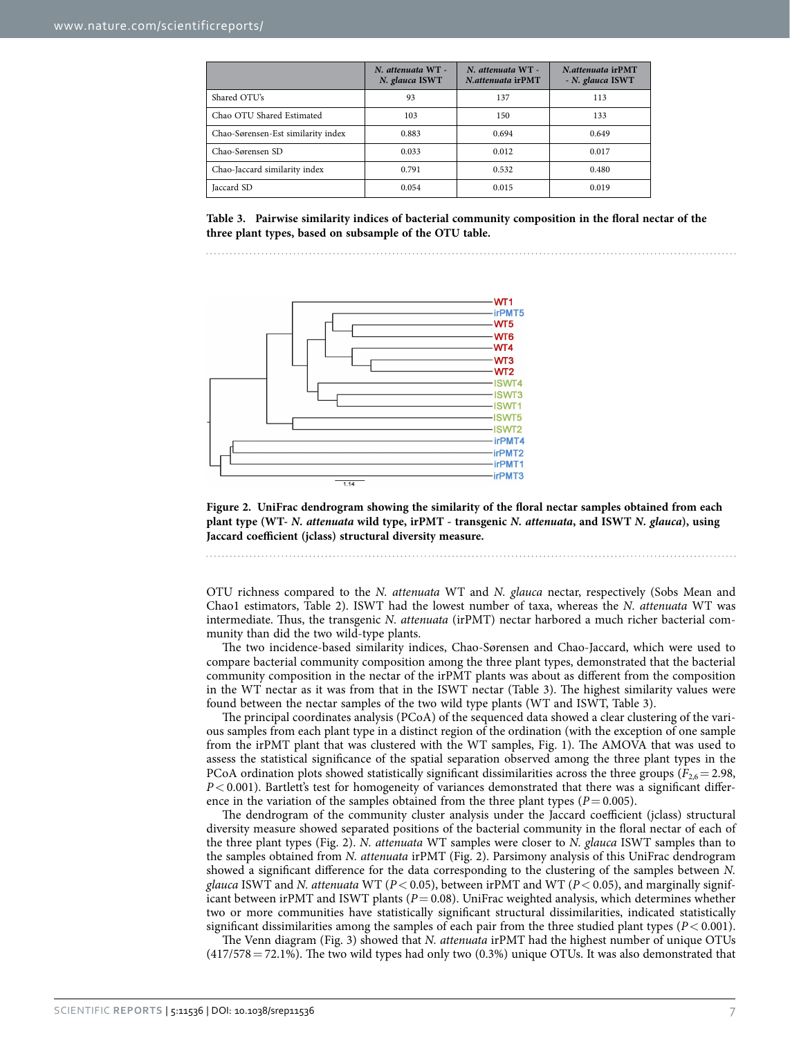| | *N. attenuata* WT - *N. glauca* ISWT | *N. attenuata* WT - *N.attenuata* irPMT | *N.attenuata* irPMT - *N. glauca* ISWT |
|---|---|---|---|
| Shared OTU's | 93 | 137 | 113 |
| Chao OTU Shared Estimated | 103 | 150 | 133 |
| Chao-Sørensen-Est similarity index | 0.883 | 0.694 | 0.649 |
| Chao-Sørensen SD | 0.033 | 0.012 | 0.017 |
| Chao-Jaccard similarity index | 0.791 | 0.532 | 0.480 |
| Jaccard SD | 0.054 | 0.015 | 0.019 |

**Table 3. Pairwise similarity indices of bacterial community composition in the floral nectar of the three plant types, based on subsample of the OTU table.**

**Figure 2. UniFrac dendrogram showing the similarity of the floral nectar samples obtained from each plant type (WT- *N. attenuata* wild type, irPMT - transgenic *N. attenuata*, and ISWT *N. glauca*), using Jaccard coefficient (jclass) structural diversity measure.**

OTU richness compared to the *N. attenuata* WT and *N. glauca* nectar, respectively (Sobs Mean and Chao1 estimators, Table 2). ISWT had the lowest number of taxa, whereas the *N. attenuata* WT was intermediate. Thus, the transgenic *N. attenuata* (irPMT) nectar harbored a much richer bacterial community than did the two wild-type plants.

The two incidence-based similarity indices, Chao-Sørensen and Chao-Jaccard, which were used to compare bacterial community composition among the three plant types, demonstrated that the bacterial community composition in the nectar of the irPMT plants was about as different from the composition in the WT nectar as it was from that in the ISWT nectar (Table 3). The highest similarity values were found between the nectar samples of the two wild type plants (WT and ISWT, Table 3).

The principal coordinates analysis (PCoA) of the sequenced data showed a clear clustering of the various samples from each plant type in a distinct region of the ordination (with the exception of one sample from the irPMT plant that was clustered with the WT samples, Fig. 1). The AMOVA that was used to assess the statistical significance of the spatial separation observed among the three plant types in the PCoA ordination plots showed statistically significant dissimilarities across the three groups ($F_{2,6} = 2.98$, $P < 0.001$). Bartlett's test for homogeneity of variances demonstrated that there was a significant difference in the variation of the samples obtained from the three plant types ($P = 0.005$).

The dendrogram of the community cluster analysis under the Jaccard coefficient (jclass) structural diversity measure showed separated positions of the bacterial community in the floral nectar of each of the three plant types (Fig. 2). *N. attenuata* WT samples were closer to *N. glauca* ISWT samples than to the samples obtained from *N. attenuata* irPMT (Fig. 2). Parsimony analysis of this UniFrac dendrogram showed a significant difference for the data corresponding to the clustering of the samples between *N. glauca* ISWT and *N. attenuata* WT ($P < 0.05$), between irPMT and WT ($P < 0.05$), and marginally significant between irPMT and ISWT plants ($P = 0.08$). UniFrac weighted analysis, which determines whether two or more communities have statistically significant structural dissimilarities, indicated statistically significant dissimilarities among the samples of each pair from the three studied plant types ($P < 0.001$).

The Venn diagram (Fig. 3) showed that *N. attenuata* irPMT had the highest number of unique OTUs ($417/578 = 72.1\%$). The two wild types had only two (0.3%) unique OTUs. It was also demonstrated that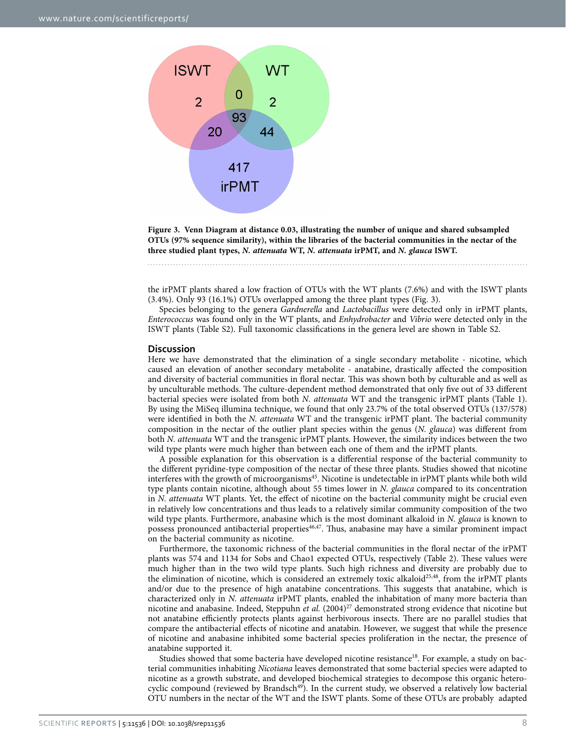**Figure 3. Venn Diagram at distance 0.03, illustrating the number of unique and shared subsampled OTUs (97% sequence similarity), within the libraries of the bacterial communities in the nectar of the three studied plant types, *N. attenuata* WT, *N. attenuata* irPMT, and *N. glauca* ISWT.**

the irPMT plants shared a low fraction of OTUs with the WT plants (7.6%) and with the ISWT plants (3.4%). Only 93 (16.1%) OTUs overlapped among the three plant types (Fig. 3).

Species belonging to the genera *Gardnerella* and *Lactobacillus* were detected only in irPMT plants, *Enterococcus* was found only in the WT plants, and *Enhydrobacter* and *Vibrio* were detected only in the ISWT plants (Table S2). Full taxonomic classifications in the genera level are shown in Table S2.

## Discussion

Here we have demonstrated that the elimination of a single secondary metabolite - nicotine, which caused an elevation of another secondary metabolite - anatabine, drastically affected the composition and diversity of bacterial communities in floral nectar. This was shown both by culturable and as well as by unculturable methods. The culture-dependent method demonstrated that only five out of 33 different bacterial species were isolated from both *N. attenuata* WT and the transgenic irPMT plants (Table 1). By using the MiSeq illumina technique, we found that only 23.7% of the total observed OTUs (137/578) were identified in both the *N. attenuata* WT and the transgenic irPMT plant. The bacterial community composition in the nectar of the outlier plant species within the genus (*N. glauca*) was different from both *N. attenuata* WT and the transgenic irPMT plants. However, the similarity indices between the two wild type plants were much higher than between each one of them and the irPMT plants.

A possible explanation for this observation is a differential response of the bacterial community to the different pyridine-type composition of the nectar of these three plants. Studies showed that nicotine interferes with the growth of microorganisms[45]. Nicotine is undetectable in irPMT plants while both wild type plants contain nicotine, although about 55 times lower in *N. glauca* compared to its concentration in *N. attenuata* WT plants. Yet, the effect of nicotine on the bacterial community might be crucial even in relatively low concentrations and thus leads to a relatively similar community composition of the two wild type plants. Furthermore, anabasine which is the most dominant alkaloid in *N. glauca* is known to possess pronounced antibacterial properties[46,47]. Thus, anabasine may have a similar prominent impact on the bacterial community as nicotine.

Furthermore, the taxonomic richness of the bacterial communities in the floral nectar of the irPMT plants was 574 and 1134 for Sobs and Chao1 expected OTUs, respectively (Table 2). These values were much higher than in the two wild type plants. Such high richness and diversity are probably due to the elimination of nicotine, which is considered an extremely toxic alkaloid[25,48], from the irPMT plants and/or due to the presence of high anatabine concentrations. This suggests that anatabine, which is characterized only in *N. attenuata* irPMT plants, enabled the inhabitation of many more bacteria than nicotine and anabasine. Indeed, Steppuhn *et al.* (2004)[27] demonstrated strong evidence that nicotine but not anatabine efficiently protects plants against herbivorous insects. There are no parallel studies that compare the antibacterial effects of nicotine and anatabin. However, we suggest that while the presence of nicotine and anabasine inhibited some bacterial species proliferation in the nectar, the presence of anatabine supported it.

Studies showed that some bacteria have developed nicotine resistance[18]. For example, a study on bacterial communities inhabiting *Nicotiana* leaves demonstrated that some bacterial species were adapted to nicotine as a growth substrate, and developed biochemical strategies to decompose this organic heterocyclic compound (reviewed by Brandsch[49]). In the current study, we observed a relatively low bacterial OTU numbers in the nectar of the WT and the ISWT plants. Some of these OTUs are probably adapted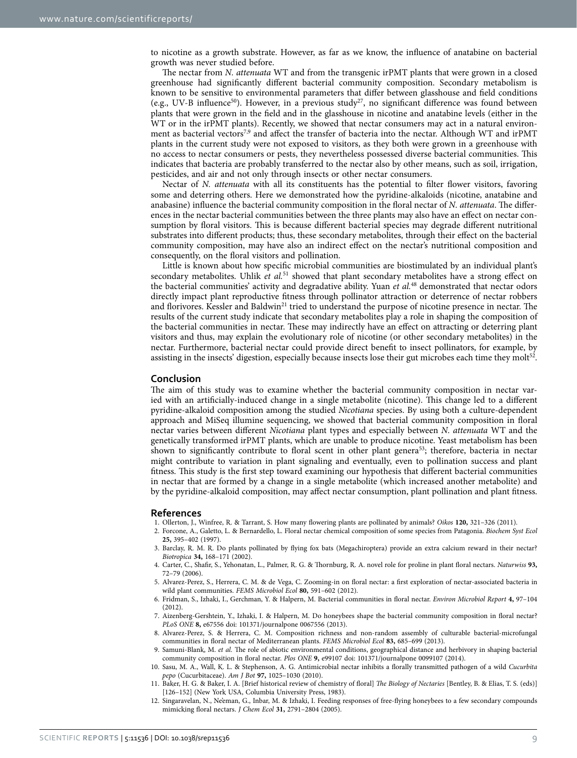to nicotine as a growth substrate. However, as far as we know, the influence of anatabine on bacterial growth was never studied before.

The nectar from *N. attenuata* WT and from the transgenic irPMT plants that were grown in a closed greenhouse had significantly different bacterial community composition. Secondary metabolism is known to be sensitive to environmental parameters that differ between glasshouse and field conditions (e.g., UV-B influence[50]). However, in a previous study[27], no significant difference was found between plants that were grown in the field and in the glasshouse in nicotine and anatabine levels (either in the WT or in the irPMT plants). Recently, we showed that nectar consumers may act in a natural environment as bacterial vectors[7,9] and affect the transfer of bacteria into the nectar. Although WT and irPMT plants in the current study were not exposed to visitors, as they both were grown in a greenhouse with no access to nectar consumers or pests, they nevertheless possessed diverse bacterial communities. This indicates that bacteria are probably transferred to the nectar also by other means, such as soil, irrigation, pesticides, and air and not only through insects or other nectar consumers.

Nectar of *N. attenuata* with all its constituents has the potential to filter flower visitors, favoring some and deterring others. Here we demonstrated how the pyridine-alkaloids (nicotine, anatabine and anabasine) influence the bacterial community composition in the floral nectar of *N. attenuata*. The differences in the nectar bacterial communities between the three plants may also have an effect on nectar consumption by floral visitors. This is because different bacterial species may degrade different nutritional substrates into different products; thus, these secondary metabolites, through their effect on the bacterial community composition, may have also an indirect effect on the nectar's nutritional composition and consequently, on the floral visitors and pollination.

Little is known about how specific microbial communities are biostimulated by an individual plant's secondary metabolites. Uhlik *et al.*[51] showed that plant secondary metabolites have a strong effect on the bacterial communities' activity and degradative ability. Yuan *et al.*[48] demonstrated that nectar odors directly impact plant reproductive fitness through pollinator attraction or deterrence of nectar robbers and florivores. Kessler and Baldwin[21] tried to understand the purpose of nicotine presence in nectar. The results of the current study indicate that secondary metabolites play a role in shaping the composition of the bacterial communities in nectar. These may indirectly have an effect on attracting or deterring plant visitors and thus, may explain the evolutionary role of nicotine (or other secondary metabolites) in the nectar. Furthermore, bacterial nectar could provide direct benefit to insect pollinators, for example, by assisting in the insects' digestion, especially because insects lose their gut microbes each time they molt[52].

## Conclusion

The aim of this study was to examine whether the bacterial community composition in nectar varied with an artificially-induced change in a single metabolite (nicotine). This change led to a different pyridine-alkaloid composition among the studied *Nicotiana* species. By using both a culture-dependent approach and MiSeq illumine sequencing, we showed that bacterial community composition in floral nectar varies between different *Nicotiana* plant types and especially between *N. attenuata* WT and the genetically transformed irPMT plants, which are unable to produce nicotine. Yeast metabolism has been shown to significantly contribute to floral scent in other plant genera[53]; therefore, bacteria in nectar might contribute to variation in plant signaling and eventually, even to pollination success and plant fitness. This study is the first step toward examining our hypothesis that different bacterial communities in nectar that are formed by a change in a single metabolite (which increased another metabolite) and by the pyridine-alkaloid composition, may affect nectar consumption, plant pollination and plant fitness.

## References

1. Ollerton, J., Winfree, R. & Tarrant, S. How many flowering plants are pollinated by animals? *Oikos* **120,** 321–326 (2011).
2. Forcone, A., Galetto, L. & Bernardello, L. Floral nectar chemical composition of some species from Patagonia. *Biochem Syst Ecol* **25,** 395–402 (1997).
3. Barclay, R. M. R. Do plants pollinated by flying fox bats (Megachiroptera) provide an extra calcium reward in their nectar? *Biotropica* **34,** 168–171 (2002).
4. Carter, C., Shafir, S., Yehonatan, L., Palmer, R. G. & Thornburg, R. A. novel role for proline in plant floral nectars. *Naturwiss* **93,** 72–79 (2006).
5. Alvarez-Perez, S., Herrera, C. M. & de Vega, C. Zooming-in on floral nectar: a first exploration of nectar-associated bacteria in wild plant communities. *FEMS Microbiol Ecol* **80,** 591–602 (2012).
6. Fridman, S., Izhaki, I., Gerchman, Y. & Halpern, M. Bacterial communities in floral nectar. *Environ Microbiol Report* **4,** 97–104 (2012).
7. Aizenberg-Gershtein, Y., Izhaki, I. & Halpern, M. Do honeybees shape the bacterial community composition in floral nectar? *PLoS ONE* **8,** e67556 doi: 101371/journalpone 0067556 (2013).
8. Alvarez-Perez, S. & Herrera, C. M. Composition richness and non-random assembly of culturable bacterial-microfungal communities in floral nectar of Mediterranean plants. *FEMS Microbiol Ecol* **83,** 685–699 (2013).
9. Samuni-Blank, M. *et al.* The role of abiotic environmental conditions, geographical distance and herbivory in shaping bacterial community composition in floral nectar. *Plos ONE* **9,** e99107 doi: 101371/journalpone 0099107 (2014).
10. Sasu, M. A., Wall, K. L. & Stephenson, A. G. Antimicrobial nectar inhibits a florally transmitted pathogen of a wild *Cucurbita pepo* (Cucurbitaceae). *Am J Bot* **97,** 1025–1030 (2010).
11. Baker, H. G. & Baker, I. A. [Brief historical review of chemistry of floral] *The Biology of Nectaries* [Bentley, B. & Elias, T. S. (eds)] [126–152] (New York USA, Columbia University Press, 1983).
12. Singaravelan, N., Ne'eman, G., Inbar, M. & Izhaki, I. Feeding responses of free-flying honeybees to a few secondary compounds mimicking floral nectars. *J Chem Ecol* **31,** 2791–2804 (2005).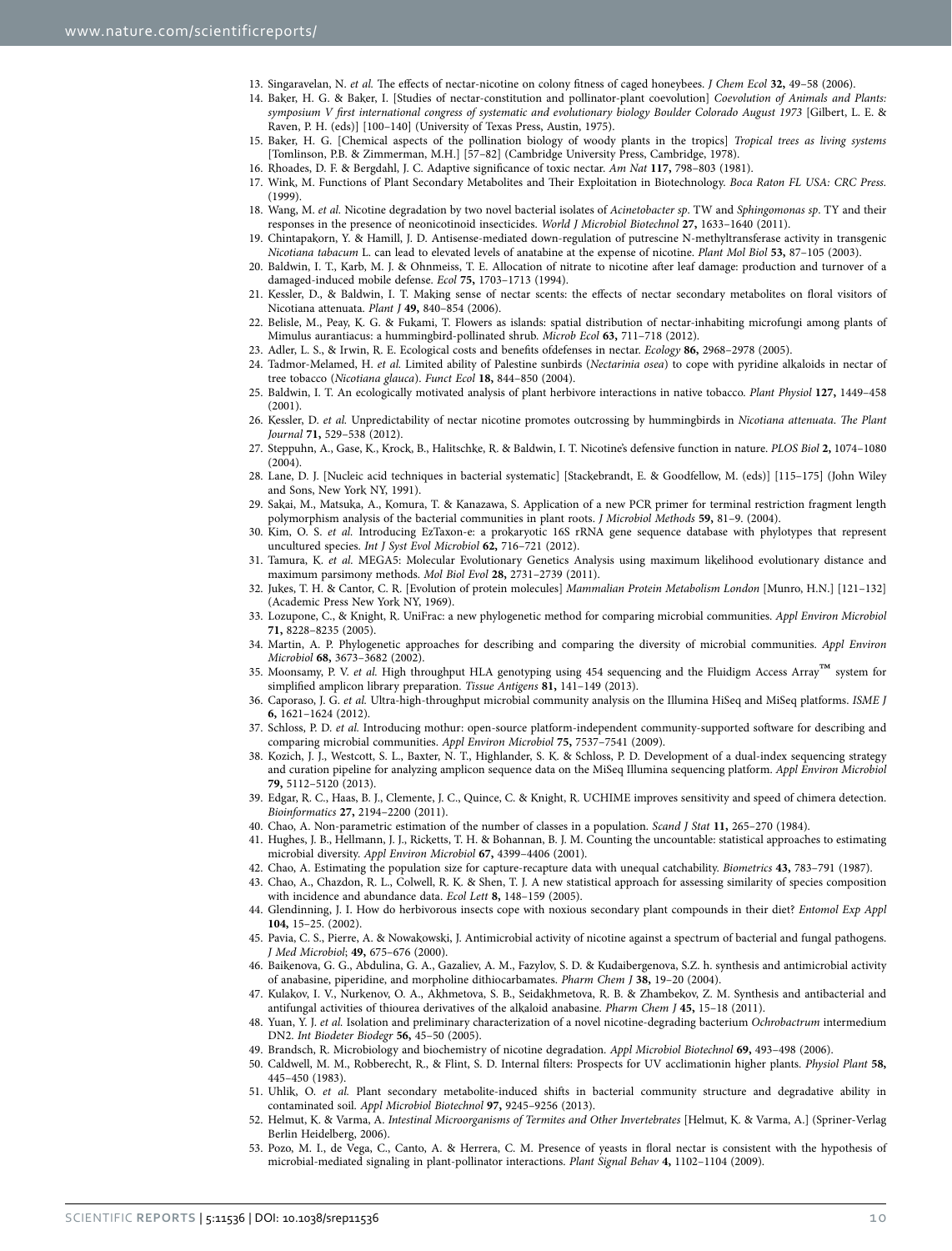13. Singaravelan, N. *et al.* The effects of nectar-nicotine on colony fitness of caged honeybees. *J Chem Ecol* **32,** 49–58 (2006).
14. Baker, H. G. & Baker, I. [Studies of nectar-constitution and pollinator-plant coevolution] *Coevolution of Animals and Plants: symposium V first international congress of systematic and evolutionary biology Boulder Colorado August 1973* [Gilbert, L. E. & Raven, P. H. (eds)] [100–140] (University of Texas Press, Austin, 1975).
15. Baker, H. G. [Chemical aspects of the pollination biology of woody plants in the tropics] *Tropical trees as living systems* [Tomlinson, P.B. & Zimmerman, M.H.] [57–82] (Cambridge University Press, Cambridge, 1978).
16. Rhoades, D. F. & Bergdahl, J. C. Adaptive significance of toxic nectar. *Am Nat* **117,** 798–803 (1981).
17. Wink, M. Functions of Plant Secondary Metabolites and Their Exploitation in Biotechnology. *Boca Raton FL USA: CRC Press.* (1999).
18. Wang, M. *et al.* Nicotine degradation by two novel bacterial isolates of *Acinetobacter sp*. TW and *Sphingomonas sp*. TY and their responses in the presence of neonicotinoid insecticides. *World J Microbiol Biotechnol* **27,** 1633–1640 (2011).
19. Chintapakorn, Y. & Hamill, J. D. Antisense-mediated down-regulation of putrescine N-methyltransferase activity in transgenic *Nicotiana tabacum* L. can lead to elevated levels of anatabine at the expense of nicotine. *Plant Mol Biol* **53,** 87–105 (2003).
20. Baldwin, I. T., Karb, M. J. & Ohnmeiss, T. E. Allocation of nitrate to nicotine after leaf damage: production and turnover of a damaged-induced mobile defense. *Ecol* **75,** 1703–1713 (1994).
21. Kessler, D., & Baldwin, I. T. Making sense of nectar scents: the effects of nectar secondary metabolites on floral visitors of Nicotiana attenuata. *Plant J* **49,** 840–854 (2006).
22. Belisle, M., Peay, K. G. & Fukami, T. Flowers as islands: spatial distribution of nectar-inhabiting microfungi among plants of Mimulus aurantiacus: a hummingbird-pollinated shrub. *Microb Ecol* **63,** 711–718 (2012).
23. Adler, L. S., & Irwin, R. E. Ecological costs and benefits ofdefenses in nectar. *Ecology* **86,** 2968–2978 (2005).
24. Tadmor-Melamed, H. *et al.* Limited ability of Palestine sunbirds (*Nectarinia osea*) to cope with pyridine alkaloids in nectar of tree tobacco (*Nicotiana glauca*). *Funct Ecol* **18,** 844–850 (2004).
25. Baldwin, I. T. An ecologically motivated analysis of plant herbivore interactions in native tobacco. *Plant Physiol* **127,** 1449–458 (2001).
26. Kessler, D. *et al.* Unpredictability of nectar nicotine promotes outcrossing by hummingbirds in *Nicotiana attenuata*. *The Plant Journal* **71,** 529–538 (2012).
27. Steppuhn, A., Gase, K., Krock, B., Halitschke, R. & Baldwin, I. T. Nicotine's defensive function in nature. *PLOS Biol* **2,** 1074–1080 (2004).
28. Lane, D. J. [Nucleic acid techniques in bacterial systematic] [Stackebrandt, E. & Goodfellow, M. (eds)] [115–175] (John Wiley and Sons, New York NY, 1991).
29. Sakai, M., Matsuka, A., Komura, T. & Kanazawa, S. Application of a new PCR primer for terminal restriction fragment length polymorphism analysis of the bacterial communities in plant roots. *J Microbiol Methods* **59,** 81–9. (2004).
30. Kim, O. S. *et al.* Introducing EzTaxon-e: a prokaryotic 16S rRNA gene sequence database with phylotypes that represent uncultured species. *Int J Syst Evol Microbiol* **62,** 716–721 (2012).
31. Tamura, K. *et al.* MEGA5: Molecular Evolutionary Genetics Analysis using maximum likelihood evolutionary distance and maximum parsimony methods. *Mol Biol Evol* **28,** 2731–2739 (2011).
32. Jukes, T. H. & Cantor, C. R. [Evolution of protein molecules] *Mammalian Protein Metabolism London* [Munro, H.N.] [121–132] (Academic Press New York NY, 1969).
33. Lozupone, C., & Knight, R. UniFrac: a new phylogenetic method for comparing microbial communities. *Appl Environ Microbiol* **71,** 8228–8235 (2005).
34. Martin, A. P. Phylogenetic approaches for describing and comparing the diversity of microbial communities. *Appl Environ Microbiol* **68,** 3673–3682 (2002).
35. Moonsamy, P. V. *et al.* High throughput HLA genotyping using 454 sequencing and the Fluidigm Access Array™ system for simplified amplicon library preparation. *Tissue Antigens* **81,** 141–149 (2013).
36. Caporaso, J. G. *et al.* Ultra-high-throughput microbial community analysis on the Illumina HiSeq and MiSeq platforms. *ISME J* **6,** 1621–1624 (2012).
37. Schloss, P. D. *et al.* Introducing mothur: open-source platform-independent community-supported software for describing and comparing microbial communities. *Appl Environ Microbiol* **75,** 7537–7541 (2009).
38. Kozich, J. J., Westcott, S. L., Baxter, N. T., Highlander, S. K. & Schloss, P. D. Development of a dual-index sequencing strategy and curation pipeline for analyzing amplicon sequence data on the MiSeq Illumina sequencing platform. *Appl Environ Microbiol* **79,** 5112–5120 (2013).
39. Edgar, R. C., Haas, B. J., Clemente, J. C., Quince, C. & Knight, R. UCHIME improves sensitivity and speed of chimera detection. *Bioinformatics* **27,** 2194–2200 (2011).
40. Chao, A. Non-parametric estimation of the number of classes in a population. *Scand J Stat* **11,** 265–270 (1984).
41. Hughes, J. B., Hellmann, J. J., Ricketts, T. H. & Bohannan, B. J. M. Counting the uncountable: statistical approaches to estimating microbial diversity. *Appl Environ Microbiol* **67,** 4399–4406 (2001).
42. Chao, A. Estimating the population size for capture-recapture data with unequal catchability. *Biometrics* **43,** 783–791 (1987).
43. Chao, A., Chazdon, R. L., Colwell, R. K. & Shen, T. J. A new statistical approach for assessing similarity of species composition with incidence and abundance data. *Ecol Lett* **8,** 148–159 (2005).
44. Glendinning, J. I. How do herbivorous insects cope with noxious secondary plant compounds in their diet? *Entomol Exp Appl* **104,** 15–25. (2002).
45. Pavia, C. S., Pierre, A. & Nowakowski, J. Antimicrobial activity of nicotine against a spectrum of bacterial and fungal pathogens. *J Med Microbiol*; **49,** 675–676 (2000).
46. Baikenova, G. G., Abdulina, G. A., Gazaliev, A. M., Fazylov, S. D. & Kudaibergenova, S.Z. h. synthesis and antimicrobial activity of anabasine, piperidine, and morpholine dithiocarbamates. *Pharm Chem J* **38,** 19–20 (2004).
47. Kulakov, I. V., Nurkenov, O. A., Akhmetova, S. B., Seidakhmetova, R. B. & Zhambekov, Z. M. Synthesis and antibacterial and antifungal activities of thiourea derivatives of the alkaloid anabasine. *Pharm Chem J* **45,** 15–18 (2011).
48. Yuan, Y. J. *et al.* Isolation and preliminary characterization of a novel nicotine-degrading bacterium *Ochrobactrum* intermedium DN2. *Int Biodeter Biodegr* **56,** 45–50 (2005).
49. Brandsch, R. Microbiology and biochemistry of nicotine degradation. *Appl Microbiol Biotechnol* **69,** 493–498 (2006).
50. Caldwell, M. M., Robberecht, R., & Flint, S. D. Internal filters: Prospects for UV acclimationin higher plants. *Physiol Plant* **58,** 445–450 (1983).
51. Uhlik, O. *et al.* Plant secondary metabolite-induced shifts in bacterial community structure and degradative ability in contaminated soil. *Appl Microbiol Biotechnol* **97,** 9245–9256 (2013).
52. Helmut, K. & Varma, A. *Intestinal Microorganisms of Termites and Other Invertebrates* [Helmut, K. & Varma, A.] (Spriner-Verlag Berlin Heidelberg, 2006).
53. Pozo, M. I., de Vega, C., Canto, A. & Herrera, C. M. Presence of yeasts in floral nectar is consistent with the hypothesis of microbial-mediated signaling in plant-pollinator interactions. *Plant Signal Behav* **4,** 1102–1104 (2009).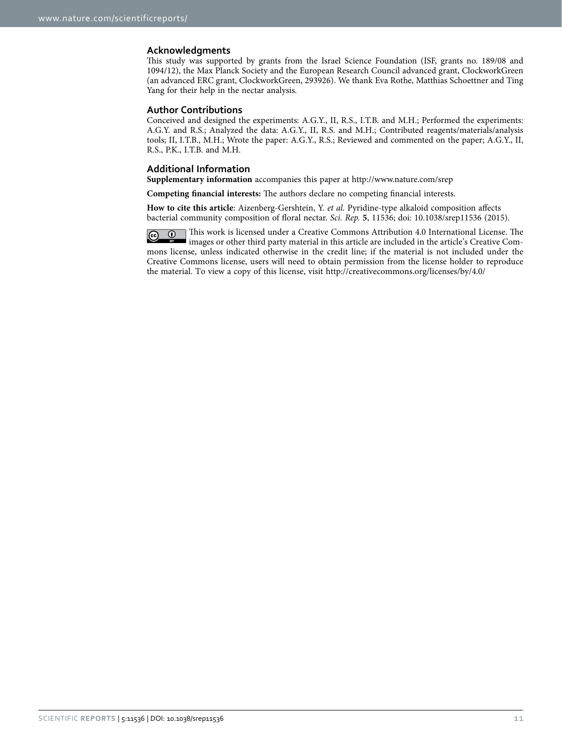## Acknowledgments

This study was supported by grants from the Israel Science Foundation (ISF, grants no. 189/08 and 1094/12), the Max Planck Society and the European Research Council advanced grant, ClockworkGreen (an advanced ERC grant, ClockworkGreen, 293926). We thank Eva Rothe, Matthias Schoettner and Ting Yang for their help in the nectar analysis.

## Author Contributions

Conceived and designed the experiments: A.G.Y., II, R.S., I.T.B. and M.H.; Performed the experiments: A.G.Y. and R.S.; Analyzed the data: A.G.Y., II, R.S. and M.H.; Contributed reagents/materials/analysis tools; II, I.T.B., M.H.; Wrote the paper: A.G.Y., R.S.; Reviewed and commented on the paper; A.G.Y., II, R.S., P.K., I.T.B. and M.H.

## Additional Information

**Supplementary information** accompanies this paper at http://www.nature.com/srep

**Competing financial interests:** The authors declare no competing financial interests.

**How to cite this article**: Aizenberg-Gershtein, Y. *et al.* Pyridine-type alkaloid composition affects bacterial community composition of floral nectar. *Sci. Rep.* **5**, 11536; doi: 10.1038/srep11536 (2015).

This work is licensed under a Creative Commons Attribution 4.0 International License. The images or other third party material in this article are included in the article's Creative Commons license, unless indicated otherwise in the credit line; if the material is not included under the Creative Commons license, users will need to obtain permission from the license holder to reproduce the material. To view a copy of this license, visit http://creativecommons.org/licenses/by/4.0/